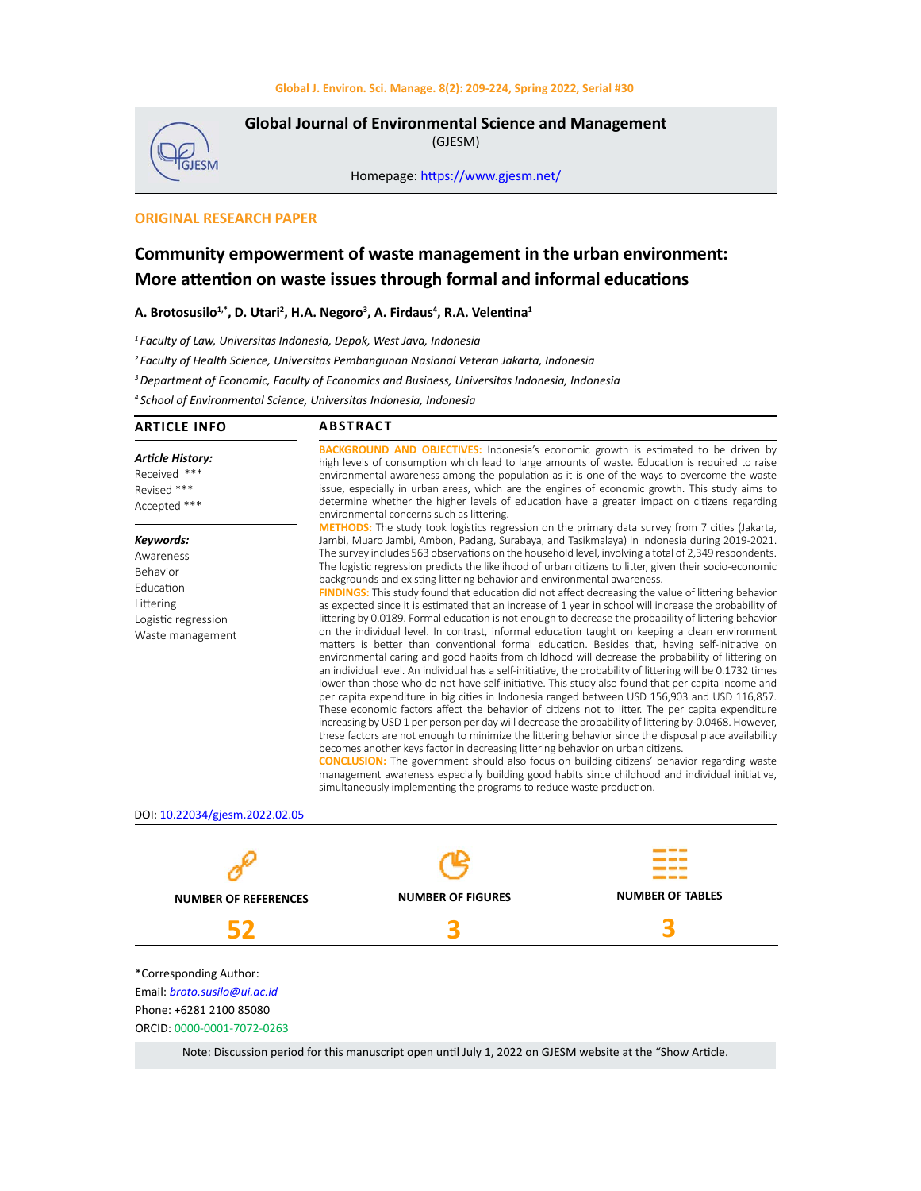**Global Journal of Environmental Science and Management**
(GJESM)

Homepage: https://www.gjesm.net/

**ORIGINAL RESEARCH PAPER**

# Community empowerment of waste management in the urban environment: More attention on waste issues through formal and informal educations

**A. Brotosusilo[1,*], D. Utari[2], H.A. Negoro[3], A. Firdaus[4], R.A. Velentina[1]**

[1] *Faculty of Law, Universitas Indonesia, Depok, West Java, Indonesia*

[2] *Faculty of Health Science, Universitas Pembangunan Nasional Veteran Jakarta, Indonesia*

[3] *Department of Economic, Faculty of Economics and Business, Universitas Indonesia, Indonesia*

[4] *School of Environmental Science, Universitas Indonesia, Indonesia*

## ARTICLE INFO

***Article History:***
Received ***
Revised ***
Accepted ***

***Keywords:***
Awareness
Behavior
Education
Littering
Logistic regression
Waste management

## ABSTRACT

**BACKGROUND AND OBJECTIVES:** Indonesia's economic growth is estimated to be driven by high levels of consumption which lead to large amounts of waste. Education is required to raise environmental awareness among the population as it is one of the ways to overcome the waste issue, especially in urban areas, which are the engines of economic growth. This study aims to determine whether the higher levels of education have a greater impact on citizens regarding environmental concerns such as littering.

**METHODS:** The study took logistics regression on the primary data survey from 7 cities (Jakarta, Jambi, Muaro Jambi, Ambon, Padang, Surabaya, and Tasikmalaya) in Indonesia during 2019-2021. The survey includes 563 observations on the household level, involving a total of 2,349 respondents. The logistic regression predicts the likelihood of urban citizens to litter, given their socio-economic backgrounds and existing littering behavior and environmental awareness.

**FINDINGS:** This study found that education did not affect decreasing the value of littering behavior as expected since it is estimated that an increase of 1 year in school will increase the probability of littering by 0.0189. Formal education is not enough to decrease the probability of littering behavior on the individual level. In contrast, informal education taught on keeping a clean environment matters is better than conventional formal education. Besides that, having self-initiative on environmental caring and good habits from childhood will decrease the probability of littering on an individual level. An individual has a self-initiative, the probability of littering will be 0.1732 times lower than those who do not have self-initiative. This study also found that per capita income and per capita expenditure in big cities in Indonesia ranged between USD 156,903 and USD 116,857. These economic factors affect the behavior of citizens not to litter. The per capita expenditure increasing by USD 1 per person per day will decrease the probability of littering by-0.0468. However, these factors are not enough to minimize the littering behavior since the disposal place availability becomes another keys factor in decreasing littering behavior on urban citizens.

**CONCLUSION:** The government should also focus on building citizens' behavior regarding waste management awareness especially building good habits since childhood and individual initiative, simultaneously implementing the programs to reduce waste production.

DOI: 10.22034/gjesm.2022.02.05

| NUMBER OF REFERENCES | NUMBER OF FIGURES | NUMBER OF TABLES |
|---|---|---|
| 52 | 3 | 3 |

*Corresponding Author:
Email: *broto.susilo@ui.ac.id*
Phone: +6281 2100 85080
ORCID: 0000-0001-7072-0263

Note: Discussion period for this manuscript open until July 1, 2022 on GJESM website at the "Show Article.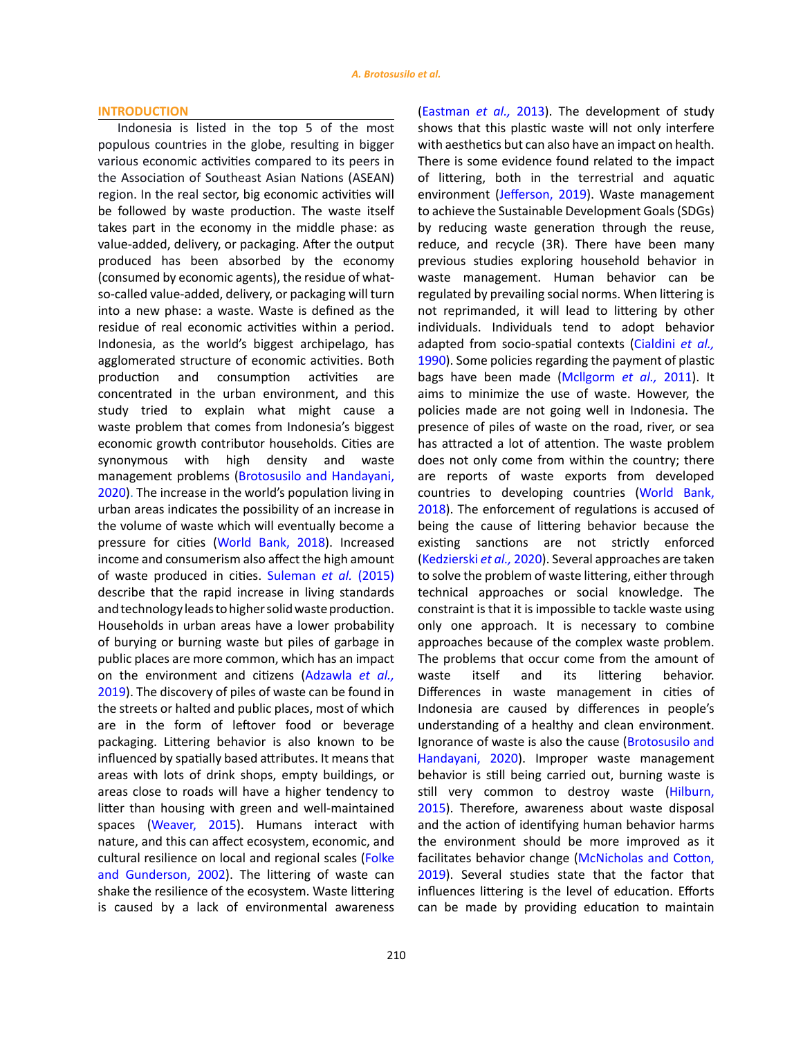## INTRODUCTION

Indonesia is listed in the top 5 of the most populous countries in the globe, resulting in bigger various economic activities compared to its peers in the Association of Southeast Asian Nations (ASEAN) region. In the real sector, big economic activities will be followed by waste production. The waste itself takes part in the economy in the middle phase: as value-added, delivery, or packaging. After the output produced has been absorbed by the economy (consumed by economic agents), the residue of what-so-called value-added, delivery, or packaging will turn into a new phase: a waste. Waste is defined as the residue of real economic activities within a period. Indonesia, as the world's biggest archipelago, has agglomerated structure of economic activities. Both production and consumption activities are concentrated in the urban environment, and this study tried to explain what might cause a waste problem that comes from Indonesia's biggest economic growth contributor households. Cities are synonymous with high density and waste management problems (Brotosusilo and Handayani, 2020). The increase in the world's population living in urban areas indicates the possibility of an increase in the volume of waste which will eventually become a pressure for cities (World Bank, 2018). Increased income and consumerism also affect the high amount of waste produced in cities. Suleman *et al.* (2015) describe that the rapid increase in living standards and technology leads to higher solid waste production. Households in urban areas have a lower probability of burying or burning waste but piles of garbage in public places are more common, which has an impact on the environment and citizens (Adzawla *et al.,* 2019). The discovery of piles of waste can be found in the streets or halted and public places, most of which are in the form of leftover food or beverage packaging. Littering behavior is also known to be influenced by spatially based attributes. It means that areas with lots of drink shops, empty buildings, or areas close to roads will have a higher tendency to litter than housing with green and well-maintained spaces (Weaver, 2015). Humans interact with nature, and this can affect ecosystem, economic, and cultural resilience on local and regional scales (Folke and Gunderson, 2002). The littering of waste can shake the resilience of the ecosystem. Waste littering is caused by a lack of environmental awareness (Eastman *et al.,* 2013). The development of study shows that this plastic waste will not only interfere with aesthetics but can also have an impact on health. There is some evidence found related to the impact of littering, both in the terrestrial and aquatic environment (Jefferson, 2019). Waste management to achieve the Sustainable Development Goals (SDGs) by reducing waste generation through the reuse, reduce, and recycle (3R). There have been many previous studies exploring household behavior in waste management. Human behavior can be regulated by prevailing social norms. When littering is not reprimanded, it will lead to littering by other individuals. Individuals tend to adopt behavior adapted from socio-spatial contexts (Cialdini *et al.,* 1990). Some policies regarding the payment of plastic bags have been made (McIlgorm *et al.,* 2011). It aims to minimize the use of waste. However, the policies made are not going well in Indonesia. The presence of piles of waste on the road, river, or sea has attracted a lot of attention. The waste problem does not only come from within the country; there are reports of waste exports from developed countries to developing countries (World Bank, 2018). The enforcement of regulations is accused of being the cause of littering behavior because the existing sanctions are not strictly enforced (Kedzierski *et al.,* 2020). Several approaches are taken to solve the problem of waste littering, either through technical approaches or social knowledge. The constraint is that it is impossible to tackle waste using only one approach. It is necessary to combine approaches because of the complex waste problem. The problems that occur come from the amount of waste itself and its littering behavior. Differences in waste management in cities of Indonesia are caused by differences in people's understanding of a healthy and clean environment. Ignorance of waste is also the cause (Brotosusilo and Handayani, 2020). Improper waste management behavior is still being carried out, burning waste is still very common to destroy waste (Hilburn, 2015). Therefore, awareness about waste disposal and the action of identifying human behavior harms the environment should be more improved as it facilitates behavior change (McNicholas and Cotton, 2019). Several studies state that the factor that influences littering is the level of education. Efforts can be made by providing education to maintain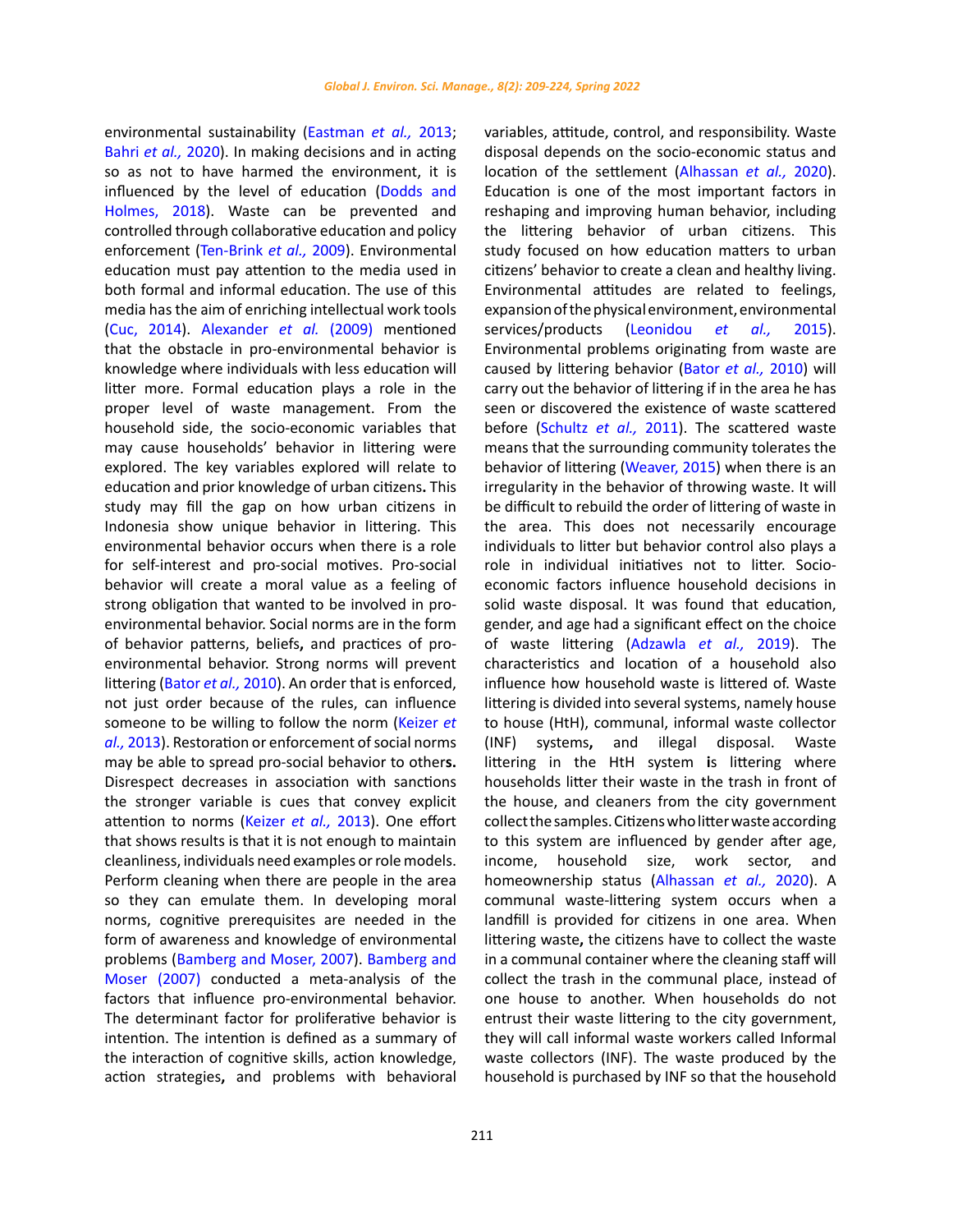environmental sustainability (Eastman *et al.,* 2013; Bahri *et al.,* 2020). In making decisions and in acting so as not to have harmed the environment, it is influenced by the level of education (Dodds and Holmes, 2018). Waste can be prevented and controlled through collaborative education and policy enforcement (Ten-Brink *et al.,* 2009). Environmental education must pay attention to the media used in both formal and informal education. The use of this media has the aim of enriching intellectual work tools (Cuc, 2014). Alexander *et al.* (2009) mentioned that the obstacle in pro-environmental behavior is knowledge where individuals with less education will litter more. Formal education plays a role in the proper level of waste management. From the household side, the socio-economic variables that may cause households' behavior in littering were explored. The key variables explored will relate to education and prior knowledge of urban citizens**.** This study may fill the gap on how urban citizens in Indonesia show unique behavior in littering. This environmental behavior occurs when there is a role for self-interest and pro-social motives. Pro-social behavior will create a moral value as a feeling of strong obligation that wanted to be involved in pro-environmental behavior. Social norms are in the form of behavior patterns, beliefs**,** and practices of pro-environmental behavior. Strong norms will prevent littering (Bator *et al.,* 2010). An order that is enforced, not just order because of the rules, can influence someone to be willing to follow the norm (Keizer *et al.,* 2013). Restoration or enforcement of social norms may be able to spread pro-social behavior to other**s.** Disrespect decreases in association with sanctions the stronger variable is cues that convey explicit attention to norms (Keizer *et al.,* 2013). One effort that shows results is that it is not enough to maintain cleanliness, individuals need examples or role models. Perform cleaning when there are people in the area so they can emulate them. In developing moral norms, cognitive prerequisites are needed in the form of awareness and knowledge of environmental problems (Bamberg and Moser, 2007). Bamberg and Moser (2007) conducted a meta-analysis of the factors that influence pro-environmental behavior. The determinant factor for proliferative behavior is intention. The intention is defined as a summary of the interaction of cognitive skills, action knowledge, action strategies**,** and problems with behavioral variables, attitude, control, and responsibility. Waste disposal depends on the socio-economic status and location of the settlement (Alhassan *et al.,* 2020). Education is one of the most important factors in reshaping and improving human behavior, including the littering behavior of urban citizens. This study focused on how education matters to urban citizens' behavior to create a clean and healthy living. Environmental attitudes are related to feelings, expansion of the physical environment, environmental services/products (Leonidou *et al.,* 2015). Environmental problems originating from waste are caused by littering behavior (Bator *et al.,* 2010) will carry out the behavior of littering if in the area he has seen or discovered the existence of waste scattered before (Schultz *et al.,* 2011). The scattered waste means that the surrounding community tolerates the behavior of littering (Weaver, 2015) when there is an irregularity in the behavior of throwing waste. It will be difficult to rebuild the order of littering of waste in the area. This does not necessarily encourage individuals to litter but behavior control also plays a role in individual initiatives not to litter. Socio-economic factors influence household decisions in solid waste disposal. It was found that education, gender, and age had a significant effect on the choice of waste littering (Adzawla *et al.,* 2019). The characteristics and location of a household also influence how household waste is littered of. Waste littering is divided into several systems, namely house to house (HtH), communal, informal waste collector (INF) systems**,** and illegal disposal. Waste littering in the HtH system **i**s littering where households litter their waste in the trash in front of the house, and cleaners from the city government collect the samples. Citizens who litter waste according to this system are influenced by gender after age, income, household size, work sector, and homeownership status (Alhassan *et al.,* 2020). A communal waste-littering system occurs when a landfill is provided for citizens in one area. When littering waste**,** the citizens have to collect the waste in a communal container where the cleaning staff will collect the trash in the communal place, instead of one house to another. When households do not entrust their waste littering to the city government, they will call informal waste workers called Informal waste collectors (INF). The waste produced by the household is purchased by INF so that the household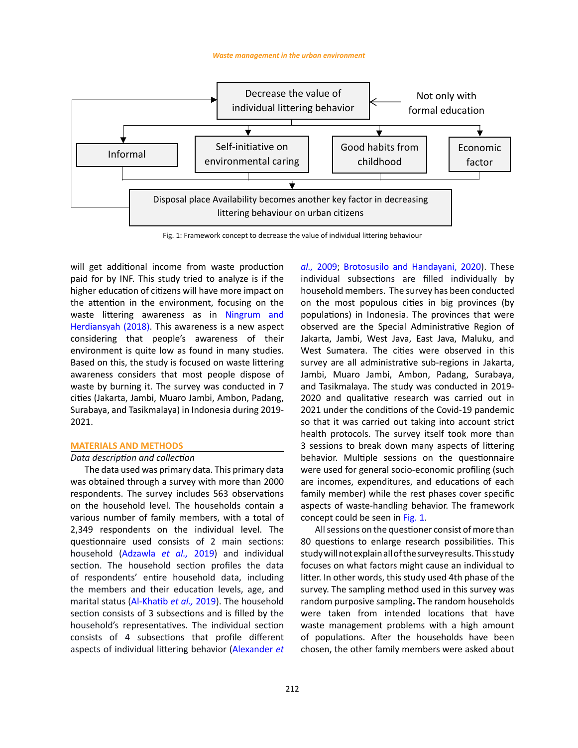Decrease the value of individual littering behavior

Not only with formal education

Informal

Self-initiative on environmental caring

Good habits from childhood

Economic factor

Disposal place Availability becomes another key factor in decreasing littering behaviour on urban citizens

Fig. 1: Framework concept to decrease the value of individual littering behaviour

will get additional income from waste production paid for by INF. This study tried to analyze is if the higher education of citizens will have more impact on the attention in the environment, focusing on the waste littering awareness as in Ningrum and Herdiansyah (2018). This awareness is a new aspect considering that people's awareness of their environment is quite low as found in many studies. Based on this, the study is focused on waste littering awareness considers that most people dispose of waste by burning it. The survey was conducted in 7 cities (Jakarta, Jambi, Muaro Jambi, Ambon, Padang, Surabaya, and Tasikmalaya) in Indonesia during 2019-2021.

## MATERIALS AND METHODS

*Data description and collection*

The data used was primary data. This primary data was obtained through a survey with more than 2000 respondents. The survey includes 563 observations on the household level. The households contain a various number of family members, with a total of 2,349 respondents on the individual level. The questionnaire used consists of 2 main sections: household (Adzawla *et al.,* 2019) and individual section. The household section profiles the data of respondents' entire household data, including the members and their education levels, age, and marital status (Al-Khatib *et al.,* 2019). The household section consists of 3 subsections and is filled by the household's representatives. The individual section consists of 4 subsections that profile different aspects of individual littering behavior (Alexander *et al.,* 2009; Brotosusilo and Handayani, 2020). These individual subsections are filled individually by household members. The survey has been conducted on the most populous cities in big provinces (by populations) in Indonesia. The provinces that were observed are the Special Administrative Region of Jakarta, Jambi, West Java, East Java, Maluku, and West Sumatera. The cities were observed in this survey are all administrative sub-regions in Jakarta, Jambi, Muaro Jambi, Ambon, Padang, Surabaya, and Tasikmalaya. The study was conducted in 2019-2020 and qualitative research was carried out in 2021 under the conditions of the Covid-19 pandemic so that it was carried out taking into account strict health protocols. The survey itself took more than 3 sessions to break down many aspects of littering behavior. Multiple sessions on the questionnaire were used for general socio-economic profiling (such are incomes, expenditures, and educations of each family member) while the rest phases cover specific aspects of waste-handling behavior. The framework concept could be seen in Fig. 1.

All sessions on the questioner consist of more than 80 questions to enlarge research possibilities. This study will not explain all of the survey results. This study focuses on what factors might cause an individual to litter. In other words, this study used 4th phase of the survey. The sampling method used in this survey was random purposive sampling**.** The random households were taken from intended locations that have waste management problems with a high amount of populations. After the households have been chosen, the other family members were asked about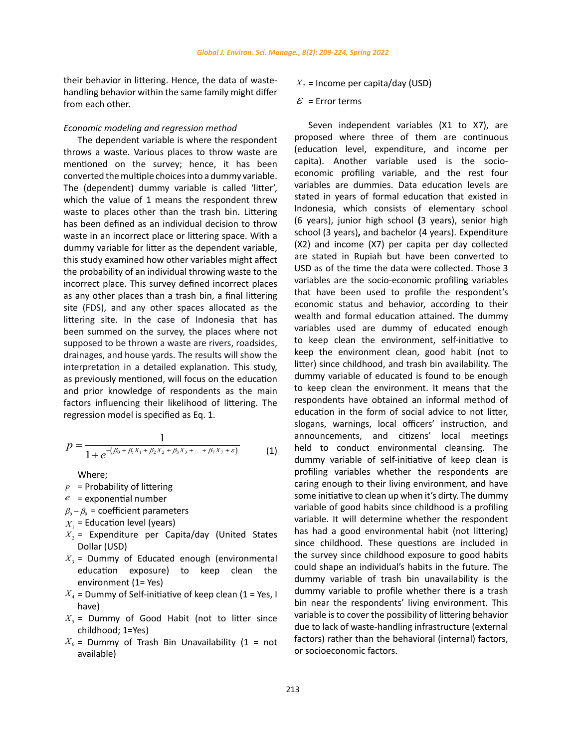their behavior in littering. Hence, the data of waste-handling behavior within the same family might differ from each other.

*Economic modeling and regression method*

The dependent variable is where the respondent throws a waste. Various places to throw waste are mentioned on the survey; hence, it has been converted the multiple choices into a dummy variable. The (dependent) dummy variable is called 'litter', which the value of 1 means the respondent threw waste to places other than the trash bin. Littering has been defined as an individual decision to throw waste in an incorrect place or littering space. With a dummy variable for litter as the dependent variable, this study examined how other variables might affect the probability of an individual throwing waste to the incorrect place. This survey defined incorrect places as any other places than a trash bin, a final littering site (FDS), and any other spaces allocated as the littering site. In the case of Indonesia that has been summed on the survey, the places where not supposed to be thrown a waste are rivers, roadsides, drainages, and house yards. The results will show the interpretation in a detailed explanation. This study, as previously mentioned, will focus on the education and prior knowledge of respondents as the main factors influencing their likelihood of littering. The regression model is specified as Eq. 1.

$$p = \frac{1}{1 + e^{-(\beta_0 + \beta_1 X_1 + \beta_2 X_2 + \beta_3 X_3 + \ldots + \beta_7 X_7 + \varepsilon)}} \quad (1)$$

Where;

- $p$ = Probability of littering
- $e$ = exponential number
- $\beta_0 - \beta_9$ = coefficient parameters
- $X_1$ = Education level (years)
- $X_2$ = Expenditure per Capita/day (United States Dollar (USD)
- $X_3$ = Dummy of Educated enough (environmental education exposure) to keep clean the environment (1= Yes)
- $X_4$ = Dummy of Self-initiative of keep clean (1 = Yes, I have)
- $X_5$ = Dummy of Good Habit (not to litter since childhood; 1=Yes)
- $X_6$ = Dummy of Trash Bin Unavailability (1 = not available)
- $X_7$ = Income per capita/day (USD)
- $\varepsilon$ = Error terms

Seven independent variables (X1 to X7), are proposed where three of them are continuous (education level, expenditure, and income per capita). Another variable used is the socio-economic profiling variable, and the rest four variables are dummies. Data education levels are stated in years of formal education that existed in Indonesia, which consists of elementary school (6 years), junior high school (3 years), senior high school (3 years), and bachelor (4 years). Expenditure (X2) and income (X7) per capita per day collected are stated in Rupiah but have been converted to USD as of the time the data were collected. Those 3 variables are the socio-economic profiling variables that have been used to profile the respondent's economic status and behavior, according to their wealth and formal education attained. The dummy variables used are dummy of educated enough to keep clean the environment, self-initiative to keep the environment clean, good habit (not to litter) since childhood, and trash bin availability. The dummy variable of educated is found to be enough to keep clean the environment. It means that the respondents have obtained an informal method of education in the form of social advice to not litter, slogans, warnings, local officers' instruction, and announcements, and citizens' local meetings held to conduct environmental cleansing. The dummy variable of self-initiative of keep clean is profiling variables whether the respondents are caring enough to their living environment, and have some initiative to clean up when it's dirty. The dummy variable of good habits since childhood is a profiling variable. It will determine whether the respondent has had a good environmental habit (not littering) since childhood. These questions are included in the survey since childhood exposure to good habits could shape an individual's habits in the future. The dummy variable of trash bin unavailability is the dummy variable to profile whether there is a trash bin near the respondents' living environment. This variable is to cover the possibility of littering behavior due to lack of waste-handling infrastructure (external factors) rather than the behavioral (internal) factors, or socioeconomic factors.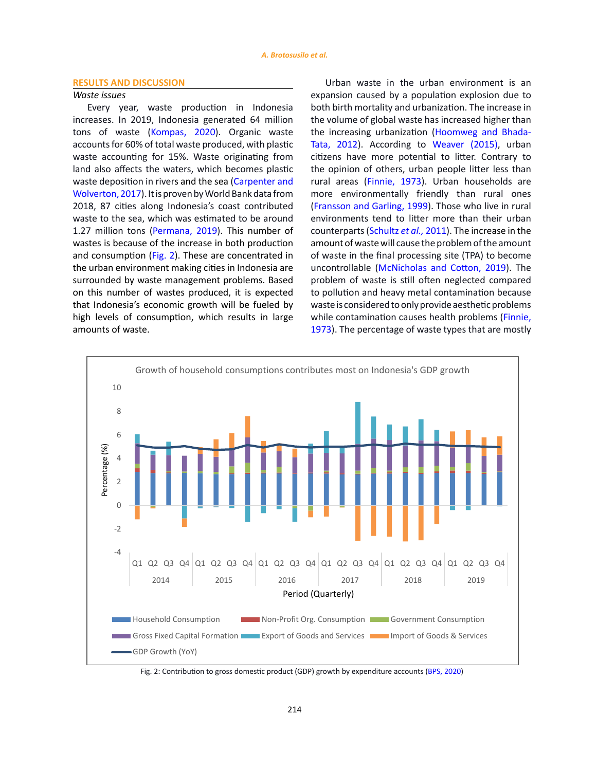## RESULTS AND DISCUSSION

### *Waste issues*

Every year, waste production in Indonesia increases. In 2019, Indonesia generated 64 million tons of waste (Kompas, 2020). Organic waste accounts for 60% of total waste produced, with plastic waste accounting for 15%. Waste originating from land also affects the waters, which becomes plastic waste deposition in rivers and the sea (Carpenter and Wolverton, 2017). It is proven by World Bank data from 2018, 87 cities along Indonesia's coast contributed waste to the sea, which was estimated to be around 1.27 million tons (Permana, 2019). This number of wastes is because of the increase in both production and consumption (Fig. 2). These are concentrated in the urban environment making cities in Indonesia are surrounded by waste management problems. Based on this number of wastes produced, it is expected that Indonesia's economic growth will be fueled by high levels of consumption, which results in large amounts of waste.

Urban waste in the urban environment is an expansion caused by a population explosion due to both birth mortality and urbanization. The increase in the volume of global waste has increased higher than the increasing urbanization (Hoomweg and Bhada-Tata, 2012). According to Weaver (2015), urban citizens have more potential to litter. Contrary to the opinion of others, urban people litter less than rural areas (Finnie, 1973). Urban households are more environmentally friendly than rural ones (Fransson and Garling, 1999). Those who live in rural environments tend to litter more than their urban counterparts (Schultz *et al.,* 2011). The increase in the amount of waste will cause the problem of the amount of waste in the final processing site (TPA) to become uncontrollable (McNicholas and Cotton, 2019). The problem of waste is still often neglected compared to pollution and heavy metal contamination because waste is considered to only provide aesthetic problems while contamination causes health problems (Finnie, 1973). The percentage of waste types that are mostly

Fig. 2: Contribution to gross domestic product (GDP) growth by expenditure accounts (BPS, 2020)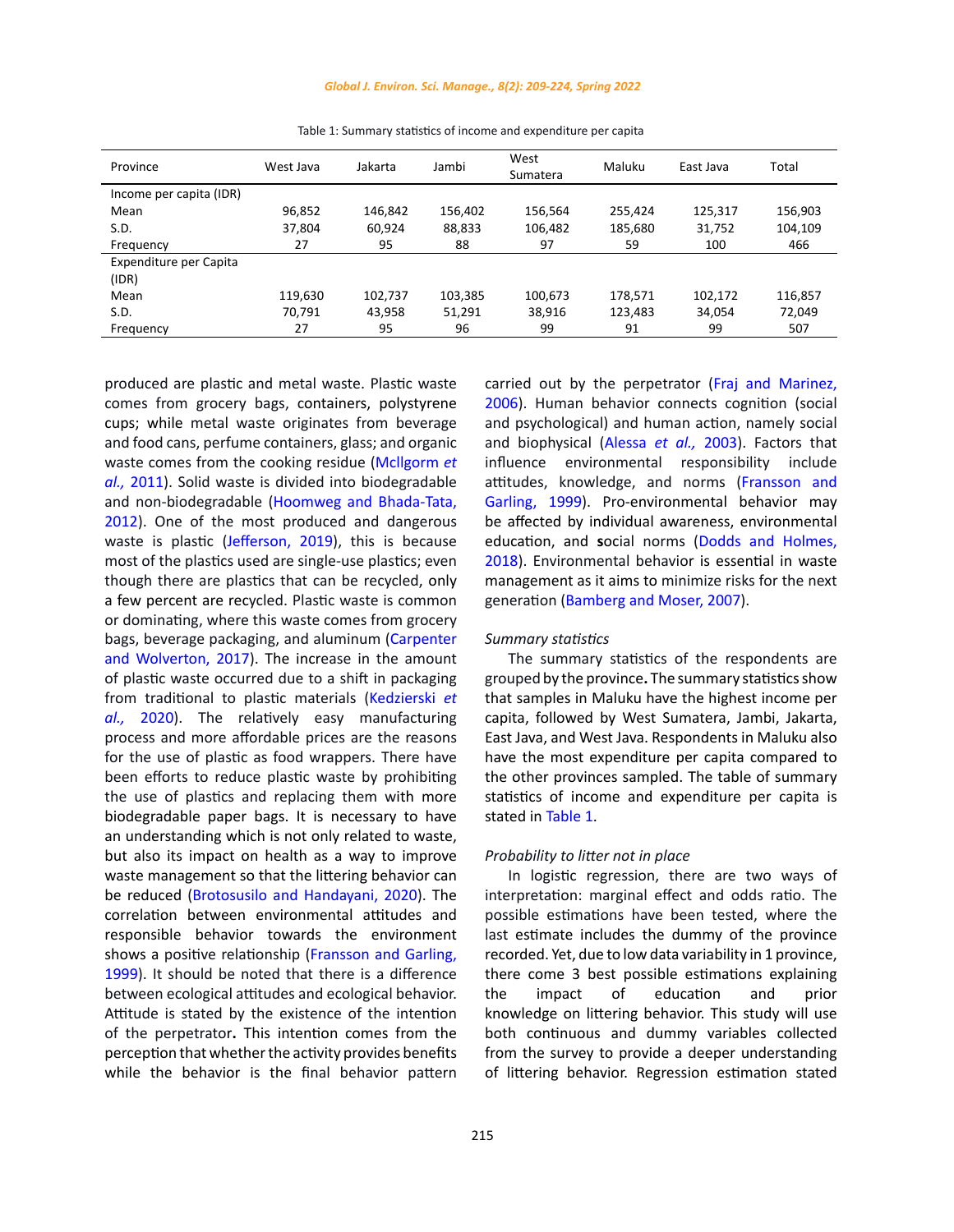Table 1: Summary statistics of income and expenditure per capita

| Province | West Java | Jakarta | Jambi | West Sumatera | Maluku | East Java | Total |
|---|---|---|---|---|---|---|---|
| Income per capita (IDR) | | | | | | | |
| Mean | 96,852 | 146,842 | 156,402 | 156,564 | 255,424 | 125,317 | 156,903 |
| S.D. | 37,804 | 60,924 | 88,833 | 106,482 | 185,680 | 31,752 | 104,109 |
| Frequency | 27 | 95 | 88 | 97 | 59 | 100 | 466 |
| Expenditure per Capita (IDR) | | | | | | | |
| Mean | 119,630 | 102,737 | 103,385 | 100,673 | 178,571 | 102,172 | 116,857 |
| S.D. | 70,791 | 43,958 | 51,291 | 38,916 | 123,483 | 34,054 | 72,049 |
| Frequency | 27 | 95 | 96 | 99 | 91 | 99 | 507 |

produced are plastic and metal waste. Plastic waste comes from grocery bags, containers, polystyrene cups; while metal waste originates from beverage and food cans, perfume containers, glass; and organic waste comes from the cooking residue (Mcllgorm *et al.,* 2011). Solid waste is divided into biodegradable and non-biodegradable (Hoomweg and Bhada-Tata, 2012). One of the most produced and dangerous waste is plastic (Jefferson, 2019), this is because most of the plastics used are single-use plastics; even though there are plastics that can be recycled, only a few percent are recycled. Plastic waste is common or dominating, where this waste comes from grocery bags, beverage packaging, and aluminum (Carpenter and Wolverton, 2017). The increase in the amount of plastic waste occurred due to a shift in packaging from traditional to plastic materials (Kedzierski *et al.,* 2020). The relatively easy manufacturing process and more affordable prices are the reasons for the use of plastic as food wrappers. There have been efforts to reduce plastic waste by prohibiting the use of plastics and replacing them with more biodegradable paper bags. It is necessary to have an understanding which is not only related to waste, but also its impact on health as a way to improve waste management so that the littering behavior can be reduced (Brotosusilo and Handayani, 2020). The correlation between environmental attitudes and responsible behavior towards the environment shows a positive relationship (Fransson and Garling, 1999). It should be noted that there is a difference between ecological attitudes and ecological behavior. Attitude is stated by the existence of the intention of the perpetrator**.** This intention comes from the perception that whether the activity provides benefits while the behavior is the final behavior pattern carried out by the perpetrator (Fraj and Marinez, 2006). Human behavior connects cognition (social and psychological) and human action, namely social and biophysical (Alessa *et al.,* 2003). Factors that influence environmental responsibility include attitudes, knowledge, and norms (Fransson and Garling, 1999). Pro-environmental behavior may be affected by individual awareness, environmental education, and **s**ocial norms (Dodds and Holmes, 2018). Environmental behavior is essential in waste management as it aims to minimize risks for the next generation (Bamberg and Moser, 2007).

*Summary statistics*

The summary statistics of the respondents are grouped by the province**.** The summary statistics show that samples in Maluku have the highest income per capita, followed by West Sumatera, Jambi, Jakarta, East Java, and West Java. Respondents in Maluku also have the most expenditure per capita compared to the other provinces sampled. The table of summary statistics of income and expenditure per capita is stated in Table 1.

*Probability to litter not in place*

In logistic regression, there are two ways of interpretation: marginal effect and odds ratio. The possible estimations have been tested, where the last estimate includes the dummy of the province recorded. Yet, due to low data variability in 1 province, there come 3 best possible estimations explaining the impact of education and prior knowledge on littering behavior. This study will use both continuous and dummy variables collected from the survey to provide a deeper understanding of littering behavior. Regression estimation stated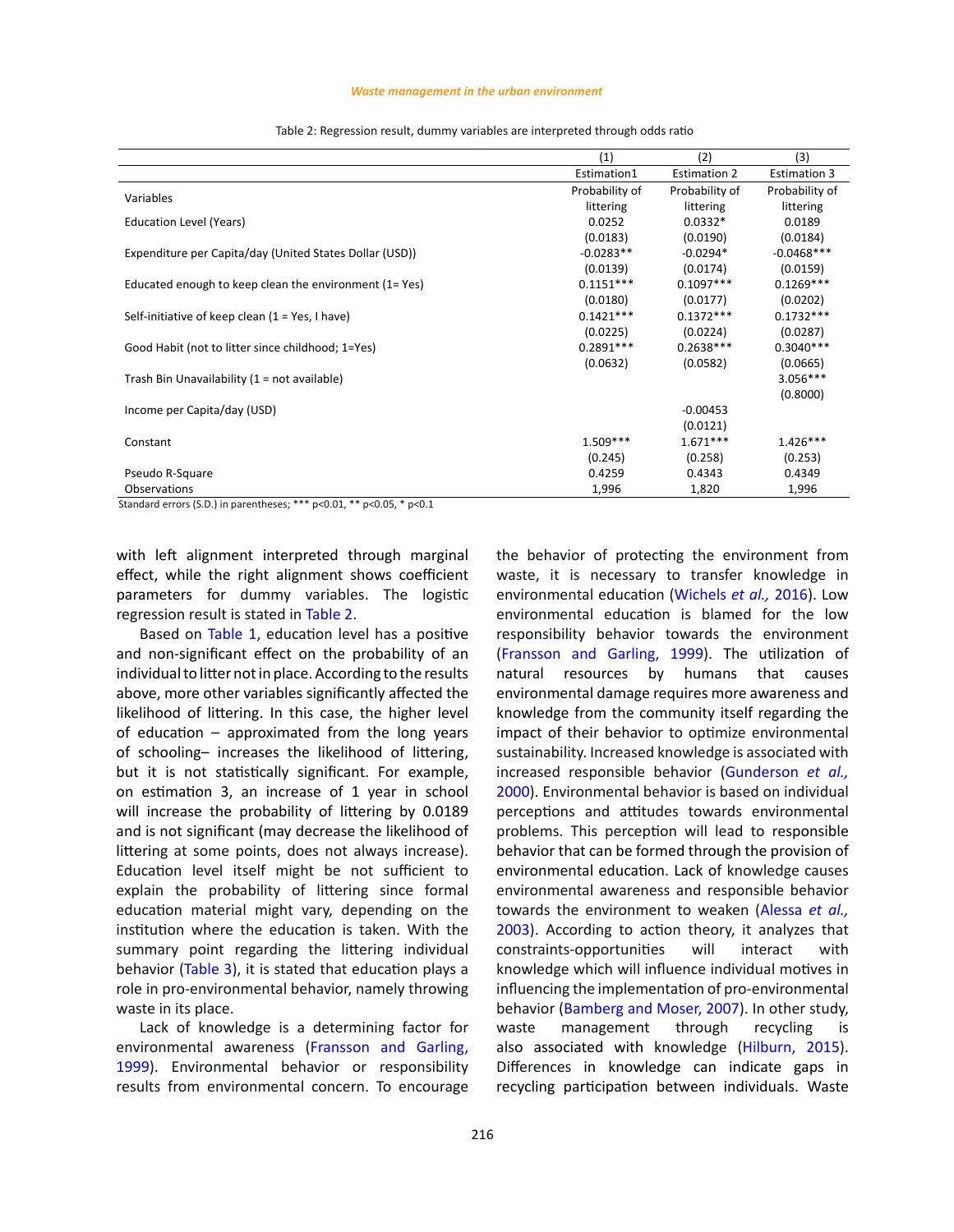Table 2: Regression result, dummy variables are interpreted through odds ratio

| | (1) | (2) | (3) |
|---|---|---|---|
| | Estimation1 | Estimation 2 | Estimation 3 |
| Variables | Probability of littering | Probability of littering | Probability of littering |
| Education Level (Years) | 0.0252 | 0.0332* | 0.0189 |
| | (0.0183) | (0.0190) | (0.0184) |
| Expenditure per Capita/day (United States Dollar (USD)) | -0.0283** | -0.0294* | -0.0468*** |
| | (0.0139) | (0.0174) | (0.0159) |
| Educated enough to keep clean the environment (1= Yes) | 0.1151*** | 0.1097*** | 0.1269*** |
| | (0.0180) | (0.0177) | (0.0202) |
| Self-initiative of keep clean (1 = Yes, I have) | 0.1421*** | 0.1372*** | 0.1732*** |
| | (0.0225) | (0.0224) | (0.0287) |
| Good Habit (not to litter since childhood; 1=Yes) | 0.2891*** | 0.2638*** | 0.3040*** |
| | (0.0632) | (0.0582) | (0.0665) |
| Trash Bin Unavailability (1 = not available) | | | 3.056*** |
| | | | (0.8000) |
| Income per Capita/day (USD) | | -0.00453 | |
| | | (0.0121) | |
| Constant | 1.509*** | 1.671*** | 1.426*** |
| | (0.245) | (0.258) | (0.253) |
| Pseudo R-Square | 0.4259 | 0.4343 | 0.4349 |
| Observations | 1,996 | 1,820 | 1,996 |

Standard errors (S.D.) in parentheses; *** p<0.01, ** p<0.05, * p<0.1

with left alignment interpreted through marginal effect, while the right alignment shows coefficient parameters for dummy variables. The logistic regression result is stated in Table 2.

Based on Table 1, education level has a positive and non-significant effect on the probability of an individual to litter not in place. According to the results above, more other variables significantly affected the likelihood of littering. In this case, the higher level of education – approximated from the long years of schooling– increases the likelihood of littering, but it is not statistically significant. For example, on estimation 3, an increase of 1 year in school will increase the probability of littering by 0.0189 and is not significant (may decrease the likelihood of littering at some points, does not always increase). Education level itself might be not sufficient to explain the probability of littering since formal education material might vary, depending on the institution where the education is taken. With the summary point regarding the littering individual behavior (Table 3), it is stated that education plays a role in pro-environmental behavior, namely throwing waste in its place.

Lack of knowledge is a determining factor for environmental awareness (Fransson and Garling, 1999). Environmental behavior or responsibility results from environmental concern. To encourage the behavior of protecting the environment from waste, it is necessary to transfer knowledge in environmental education (Wichels *et al.,* 2016). Low environmental education is blamed for the low responsibility behavior towards the environment (Fransson and Garling, 1999). The utilization of natural resources by humans that causes environmental damage requires more awareness and knowledge from the community itself regarding the impact of their behavior to optimize environmental sustainability. Increased knowledge is associated with increased responsible behavior (Gunderson *et al.,* 2000). Environmental behavior is based on individual perceptions and attitudes towards environmental problems. This perception will lead to responsible behavior that can be formed through the provision of environmental education. Lack of knowledge causes environmental awareness and responsible behavior towards the environment to weaken (Alessa *et al.,* 2003). According to action theory, it analyzes that constraints-opportunities will interact with knowledge which will influence individual motives in influencing the implementation of pro-environmental behavior (Bamberg and Moser, 2007). In other study, waste management through recycling is also associated with knowledge (Hilburn, 2015). Differences in knowledge can indicate gaps in recycling participation between individuals. Waste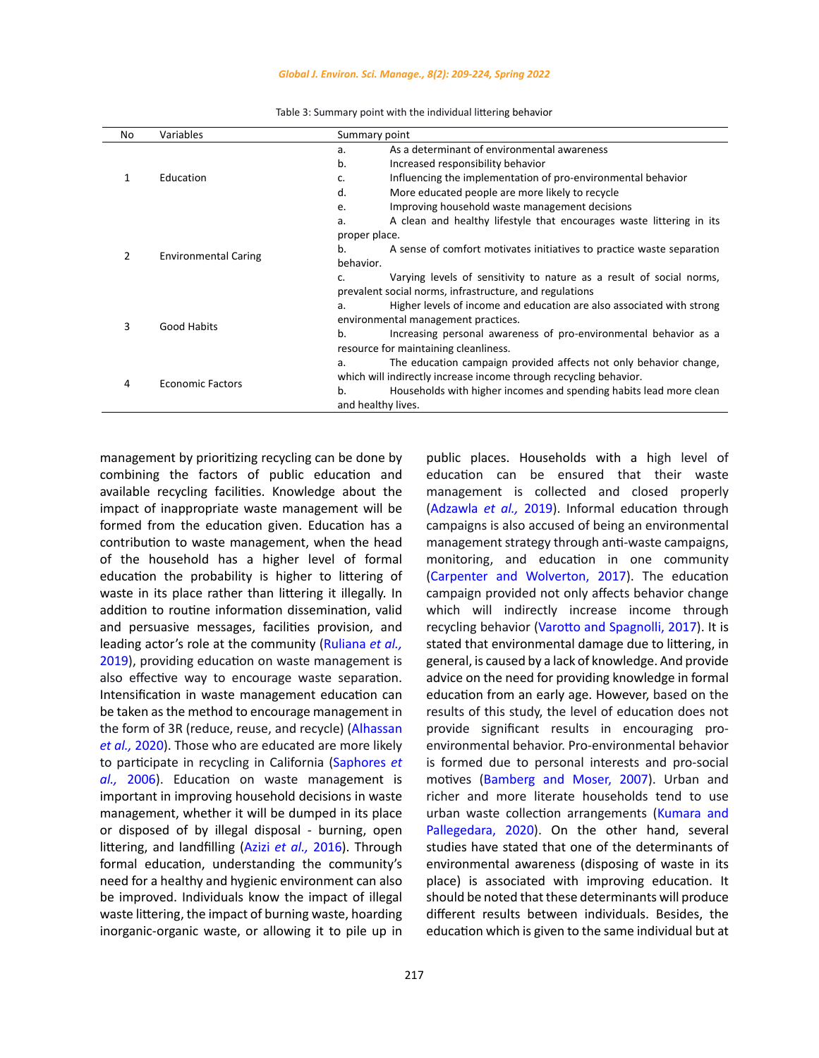Table 3: Summary point with the individual littering behavior

| No | Variables | Summary point |
|---|---|---|
| 1 | Education | a. As a determinant of environmental awareness<br>b. Increased responsibility behavior<br>c. Influencing the implementation of pro-environmental behavior<br>d. More educated people are more likely to recycle<br>e. Improving household waste management decisions |
| 2 | Environmental Caring | a. A clean and healthy lifestyle that encourages waste littering in its proper place.<br>b. A sense of comfort motivates initiatives to practice waste separation behavior.<br>c. Varying levels of sensitivity to nature as a result of social norms, prevalent social norms, infrastructure, and regulations |
| 3 | Good Habits | a. Higher levels of income and education are also associated with strong environmental management practices.<br>b. Increasing personal awareness of pro-environmental behavior as a resource for maintaining cleanliness. |
| 4 | Economic Factors | a. The education campaign provided affects not only behavior change, which will indirectly increase income through recycling behavior.<br>b. Households with higher incomes and spending habits lead more clean and healthy lives. |

management by prioritizing recycling can be done by combining the factors of public education and available recycling facilities. Knowledge about the impact of inappropriate waste management will be formed from the education given. Education has a contribution to waste management, when the head of the household has a higher level of formal education the probability is higher to littering of waste in its place rather than littering it illegally. In addition to routine information dissemination, valid and persuasive messages, facilities provision, and leading actor's role at the community (Ruliana *et al.,* 2019), providing education on waste management is also effective way to encourage waste separation. Intensification in waste management education can be taken as the method to encourage management in the form of 3R (reduce, reuse, and recycle) (Alhassan *et al.,* 2020). Those who are educated are more likely to participate in recycling in California (Saphores *et al.,* 2006). Education on waste management is important in improving household decisions in waste management, whether it will be dumped in its place or disposed of by illegal disposal - burning, open littering, and landfilling (Azizi *et al.,* 2016). Through formal education, understanding the community's need for a healthy and hygienic environment can also be improved. Individuals know the impact of illegal waste littering, the impact of burning waste, hoarding inorganic-organic waste, or allowing it to pile up in public places. Households with a high level of education can be ensured that their waste management is collected and closed properly (Adzawla *et al.,* 2019). Informal education through campaigns is also accused of being an environmental management strategy through anti-waste campaigns, monitoring, and education in one community (Carpenter and Wolverton, 2017). The education campaign provided not only affects behavior change which will indirectly increase income through recycling behavior (Varotto and Spagnolli, 2017). It is stated that environmental damage due to littering, in general, is caused by a lack of knowledge. And provide advice on the need for providing knowledge in formal education from an early age. However, based on the results of this study, the level of education does not provide significant results in encouraging pro-environmental behavior. Pro-environmental behavior is formed due to personal interests and pro-social motives (Bamberg and Moser, 2007). Urban and richer and more literate households tend to use urban waste collection arrangements (Kumara and Pallegedara, 2020). On the other hand, several studies have stated that one of the determinants of environmental awareness (disposing of waste in its place) is associated with improving education. It should be noted that these determinants will produce different results between individuals. Besides, the education which is given to the same individual but at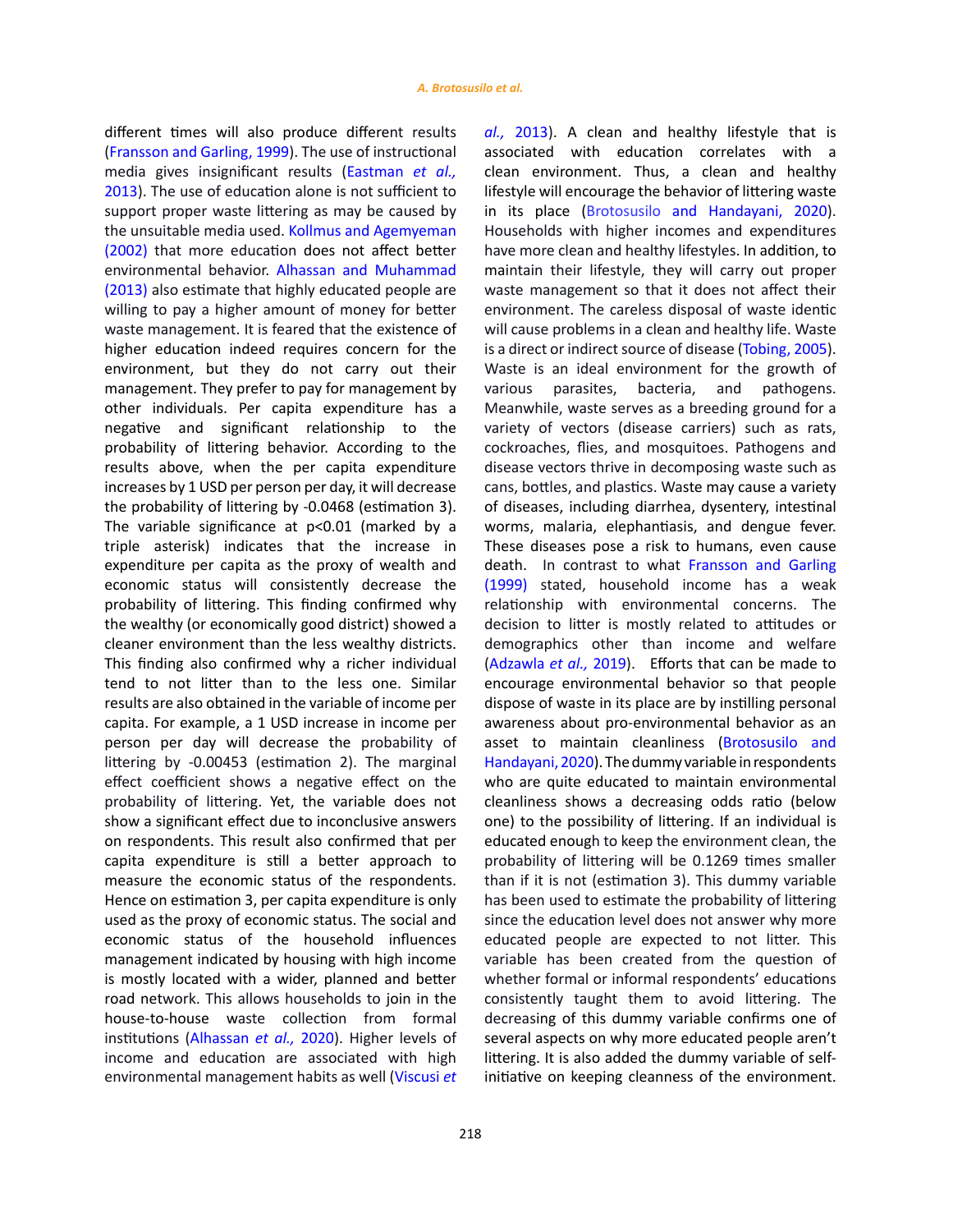different times will also produce different results (Fransson and Garling, 1999). The use of instructional media gives insignificant results (Eastman *et al.,* 2013). The use of education alone is not sufficient to support proper waste littering as may be caused by the unsuitable media used. Kollmus and Agemyeman (2002) that more education does not affect better environmental behavior. Alhassan and Muhammad (2013) also estimate that highly educated people are willing to pay a higher amount of money for better waste management. It is feared that the existence of higher education indeed requires concern for the environment, but they do not carry out their management. They prefer to pay for management by other individuals. Per capita expenditure has a negative and significant relationship to the probability of littering behavior. According to the results above, when the per capita expenditure increases by 1 USD per person per day, it will decrease the probability of littering by -0.0468 (estimation 3). The variable significance at $p<0.01$ (marked by a triple asterisk) indicates that the increase in expenditure per capita as the proxy of wealth and economic status will consistently decrease the probability of littering. This finding confirmed why the wealthy (or economically good district) showed a cleaner environment than the less wealthy districts. This finding also confirmed why a richer individual tend to not litter than to the less one. Similar results are also obtained in the variable of income per capita. For example, a 1 USD increase in income per person per day will decrease the probability of littering by -0.00453 (estimation 2). The marginal effect coefficient shows a negative effect on the probability of littering. Yet, the variable does not show a significant effect due to inconclusive answers on respondents. This result also confirmed that per capita expenditure is still a better approach to measure the economic status of the respondents. Hence on estimation 3, per capita expenditure is only used as the proxy of economic status. The social and economic status of the household influences management indicated by housing with high income is mostly located with a wider, planned and better road network. This allows households to join in the house-to-house waste collection from formal institutions (Alhassan *et al.,* 2020). Higher levels of income and education are associated with high environmental management habits as well (Viscusi *et al.,* 2013). A clean and healthy lifestyle that is associated with education correlates with a clean environment. Thus, a clean and healthy lifestyle will encourage the behavior of littering waste in its place (Brotosusilo and Handayani, 2020). Households with higher incomes and expenditures have more clean and healthy lifestyles. In addition, to maintain their lifestyle, they will carry out proper waste management so that it does not affect their environment. The careless disposal of waste identic will cause problems in a clean and healthy life. Waste is a direct or indirect source of disease (Tobing, 2005). Waste is an ideal environment for the growth of various parasites, bacteria, and pathogens. Meanwhile, waste serves as a breeding ground for a variety of vectors (disease carriers) such as rats, cockroaches, flies, and mosquitoes. Pathogens and disease vectors thrive in decomposing waste such as cans, bottles, and plastics. Waste may cause a variety of diseases, including diarrhea, dysentery, intestinal worms, malaria, elephantiasis, and dengue fever. These diseases pose a risk to humans, even cause death. In contrast to what Fransson and Garling (1999) stated, household income has a weak relationship with environmental concerns. The decision to litter is mostly related to attitudes or demographics other than income and welfare (Adzawla *et al.,* 2019). Efforts that can be made to encourage environmental behavior so that people dispose of waste in its place are by instilling personal awareness about pro-environmental behavior as an asset to maintain cleanliness (Brotosusilo and Handayani, 2020). The dummy variable in respondents who are quite educated to maintain environmental cleanliness shows a decreasing odds ratio (below one) to the possibility of littering. If an individual is educated enough to keep the environment clean, the probability of littering will be 0.1269 times smaller than if it is not (estimation 3). This dummy variable has been used to estimate the probability of littering since the education level does not answer why more educated people are expected to not litter. This variable has been created from the question of whether formal or informal respondents' educations consistently taught them to avoid littering. The decreasing of this dummy variable confirms one of several aspects on why more educated people aren't littering. It is also added the dummy variable of self-initiative on keeping cleanness of the environment.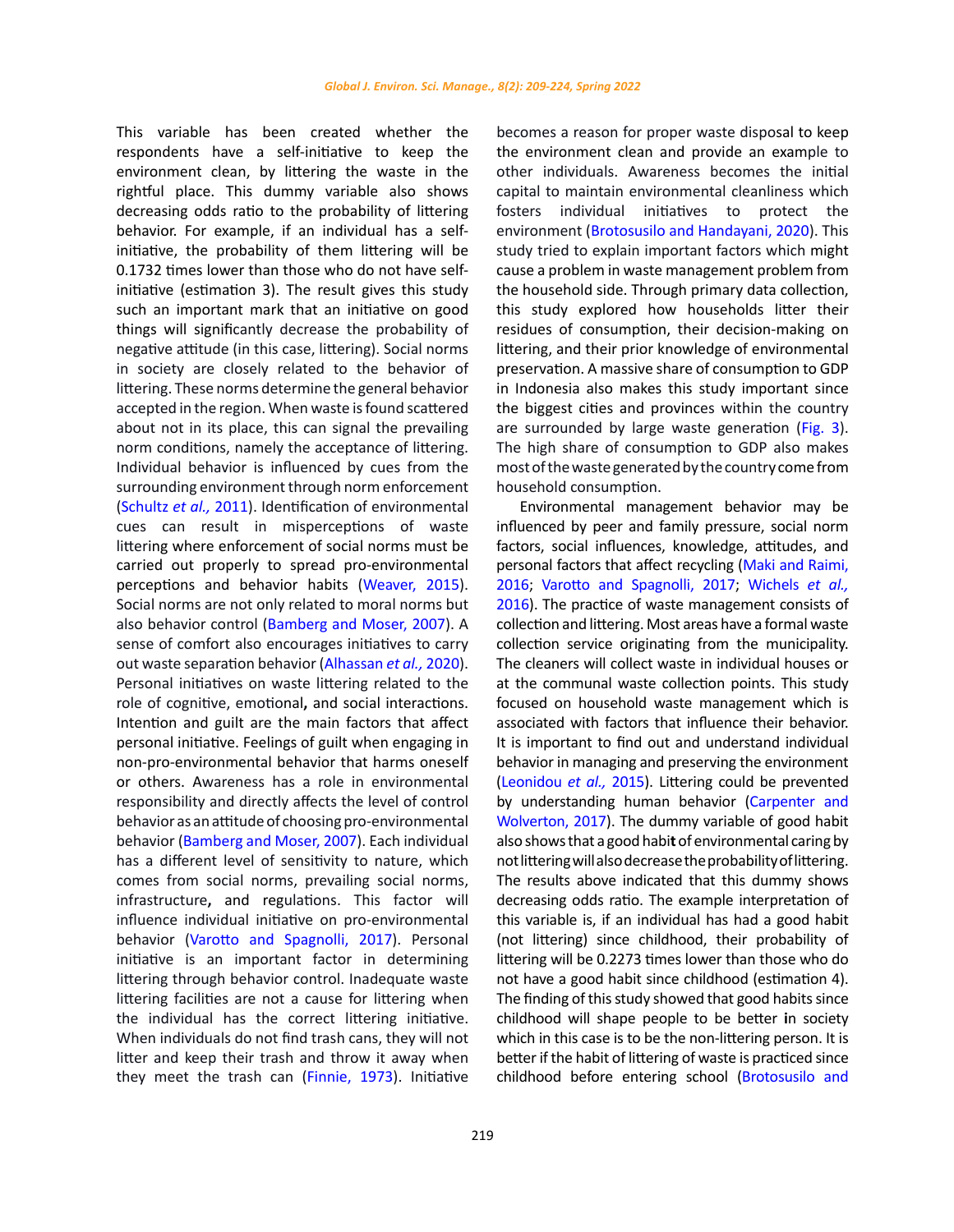This variable has been created whether the respondents have a self-initiative to keep the environment clean, by littering the waste in the rightful place. This dummy variable also shows decreasing odds ratio to the probability of littering behavior. For example, if an individual has a self-initiative, the probability of them littering will be 0.1732 times lower than those who do not have self-initiative (estimation 3). The result gives this study such an important mark that an initiative on good things will significantly decrease the probability of negative attitude (in this case, littering). Social norms in society are closely related to the behavior of littering. These norms determine the general behavior accepted in the region. When waste is found scattered about not in its place, this can signal the prevailing norm conditions, namely the acceptance of littering. Individual behavior is influenced by cues from the surrounding environment through norm enforcement (Schultz *et al.,* 2011). Identification of environmental cues can result in misperceptions of waste littering where enforcement of social norms must be carried out properly to spread pro-environmental perceptions and behavior habits (Weaver, 2015). Social norms are not only related to moral norms but also behavior control (Bamberg and Moser, 2007). A sense of comfort also encourages initiatives to carry out waste separation behavior (Alhassan *et al.,* 2020). Personal initiatives on waste littering related to the role of cognitive, emotional**,** and social interactions. Intention and guilt are the main factors that affect personal initiative. Feelings of guilt when engaging in non-pro-environmental behavior that harms oneself or others. Awareness has a role in environmental responsibility and directly affects the level of control behavior as an attitude of choosing pro-environmental behavior (Bamberg and Moser, 2007). Each individual has a different level of sensitivity to nature, which comes from social norms, prevailing social norms, infrastructure**,** and regulations. This factor will influence individual initiative on pro-environmental behavior (Varotto and Spagnolli, 2017). Personal initiative is an important factor in determining littering through behavior control. Inadequate waste littering facilities are not a cause for littering when the individual has the correct littering initiative. When individuals do not find trash cans, they will not litter and keep their trash and throw it away when they meet the trash can (Finnie, 1973). Initiative becomes a reason for proper waste disposal to keep the environment clean and provide an example to other individuals. Awareness becomes the initial capital to maintain environmental cleanliness which fosters individual initiatives to protect the environment (Brotosusilo and Handayani, 2020). This study tried to explain important factors which might cause a problem in waste management problem from the household side. Through primary data collection, this study explored how households litter their residues of consumption, their decision-making on littering, and their prior knowledge of environmental preservation. A massive share of consumption to GDP in Indonesia also makes this study important since the biggest cities and provinces within the country are surrounded by large waste generation (Fig. 3). The high share of consumption to GDP also makes most of the waste generated by the country come from household consumption.

Environmental management behavior may be influenced by peer and family pressure, social norm factors, social influences, knowledge, attitudes, and personal factors that affect recycling (Maki and Raimi, 2016; Varotto and Spagnolli, 2017; Wichels *et al.,* 2016). The practice of waste management consists of collection and littering. Most areas have a formal waste collection service originating from the municipality. The cleaners will collect waste in individual houses or at the communal waste collection points. This study focused on household waste management which is associated with factors that influence their behavior. It is important to find out and understand individual behavior in managing and preserving the environment (Leonidou *et al.,* 2015). Littering could be prevented by understanding human behavior (Carpenter and Wolverton, 2017). The dummy variable of good habit also shows that a good habi**t** of environmental caring by not littering will also decrease the probability of littering. The results above indicated that this dummy shows decreasing odds ratio. The example interpretation of this variable is, if an individual has had a good habit (not littering) since childhood, their probability of littering will be 0.2273 times lower than those who do not have a good habit since childhood (estimation 4). The finding of this study showed that good habits since childhood will shape people to be better **i**n society which in this case is to be the non-littering person. It is better if the habit of littering of waste is practiced since childhood before entering school (Brotosusilo and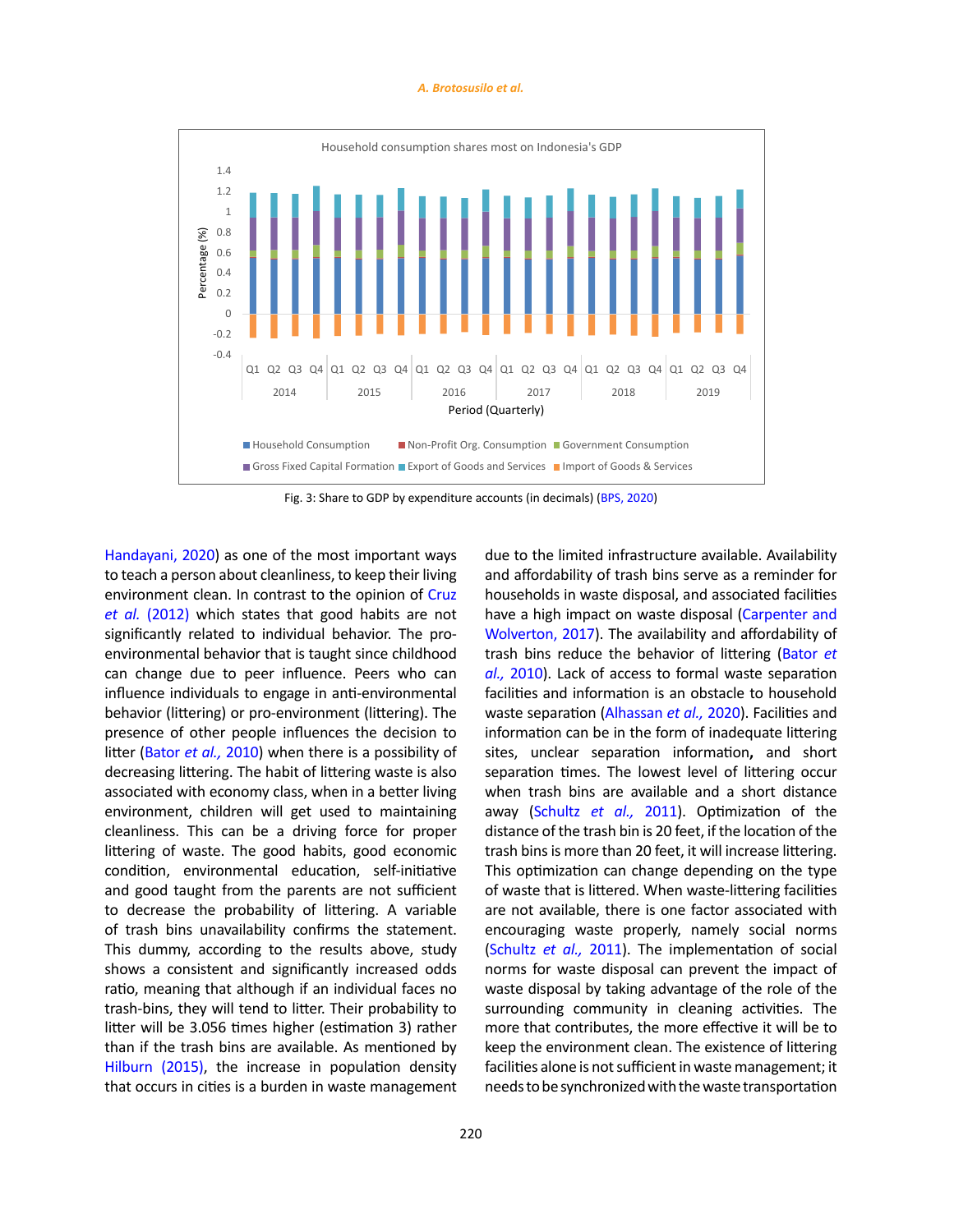Fig. 3: Share to GDP by expenditure accounts (in decimals) (BPS, 2020)

Handayani, 2020) as one of the most important ways to teach a person about cleanliness, to keep their living environment clean. In contrast to the opinion of Cruz *et al.* (2012) which states that good habits are not significantly related to individual behavior. The pro-environmental behavior that is taught since childhood can change due to peer influence. Peers who can influence individuals to engage in anti-environmental behavior (littering) or pro-environment (littering). The presence of other people influences the decision to litter (Bator *et al.,* 2010) when there is a possibility of decreasing littering. The habit of littering waste is also associated with economy class, when in a better living environment, children will get used to maintaining cleanliness. This can be a driving force for proper littering of waste. The good habits, good economic condition, environmental education, self-initiative and good taught from the parents are not sufficient to decrease the probability of littering. A variable of trash bins unavailability confirms the statement. This dummy, according to the results above, study shows a consistent and significantly increased odds ratio, meaning that although if an individual faces no trash-bins, they will tend to litter. Their probability to litter will be 3.056 times higher (estimation 3) rather than if the trash bins are available. As mentioned by Hilburn (2015), the increase in population density that occurs in cities is a burden in waste management due to the limited infrastructure available. Availability and affordability of trash bins serve as a reminder for households in waste disposal, and associated facilities have a high impact on waste disposal (Carpenter and Wolverton, 2017). The availability and affordability of trash bins reduce the behavior of littering (Bator *et al.,* 2010). Lack of access to formal waste separation facilities and information is an obstacle to household waste separation (Alhassan *et al.,* 2020). Facilities and information can be in the form of inadequate littering sites, unclear separation information**,** and short separation times. The lowest level of littering occur when trash bins are available and a short distance away (Schultz *et al.,* 2011). Optimization of the distance of the trash bin is 20 feet, if the location of the trash bins is more than 20 feet, it will increase littering. This optimization can change depending on the type of waste that is littered. When waste-littering facilities are not available, there is one factor associated with encouraging waste properly, namely social norms (Schultz *et al.,* 2011). The implementation of social norms for waste disposal can prevent the impact of waste disposal by taking advantage of the role of the surrounding community in cleaning activities. The more that contributes, the more effective it will be to keep the environment clean. The existence of littering facilities alone is not sufficient in waste management; it needs to be synchronized with the waste transportation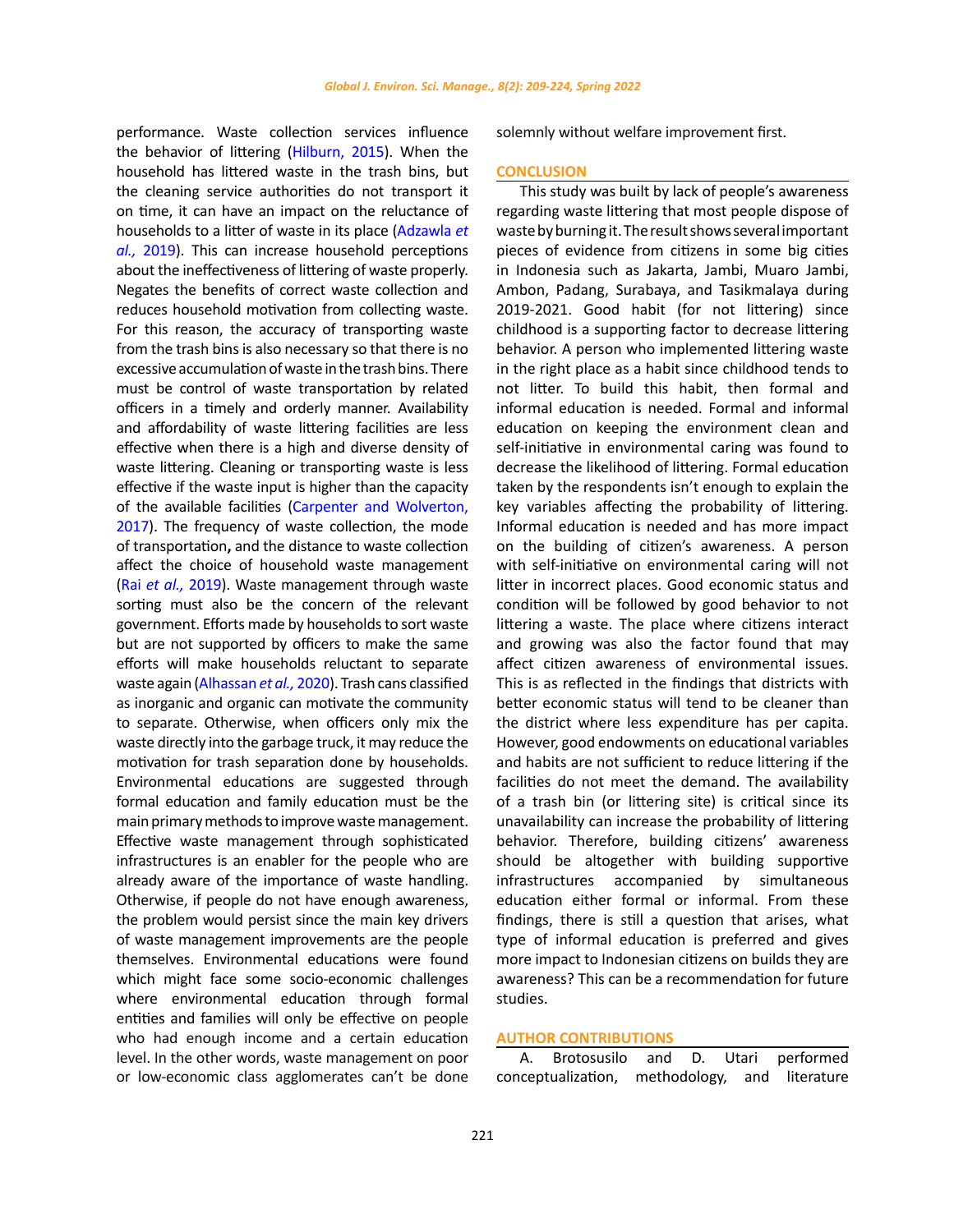performance. Waste collection services influence the behavior of littering (Hilburn, 2015). When the household has littered waste in the trash bins, but the cleaning service authorities do not transport it on time, it can have an impact on the reluctance of households to a litter of waste in its place (Adzawla *et al.,* 2019). This can increase household perceptions about the ineffectiveness of littering of waste properly. Negates the benefits of correct waste collection and reduces household motivation from collecting waste. For this reason, the accuracy of transporting waste from the trash bins is also necessary so that there is no excessive accumulation of waste in the trash bins. There must be control of waste transportation by related officers in a timely and orderly manner. Availability and affordability of waste littering facilities are less effective when there is a high and diverse density of waste littering. Cleaning or transporting waste is less effective if the waste input is higher than the capacity of the available facilities (Carpenter and Wolverton, 2017). The frequency of waste collection, the mode of transportation**,** and the distance to waste collection affect the choice of household waste management (Rai *et al.,* 2019). Waste management through waste sorting must also be the concern of the relevant government. Efforts made by households to sort waste but are not supported by officers to make the same efforts will make households reluctant to separate waste again (Alhassan *et al.,* 2020). Trash cans classified as inorganic and organic can motivate the community to separate. Otherwise, when officers only mix the waste directly into the garbage truck, it may reduce the motivation for trash separation done by households. Environmental educations are suggested through formal education and family education must be the main primary methods to improve waste management. Effective waste management through sophisticated infrastructures is an enabler for the people who are already aware of the importance of waste handling. Otherwise, if people do not have enough awareness, the problem would persist since the main key drivers of waste management improvements are the people themselves. Environmental educations were found which might face some socio-economic challenges where environmental education through formal entities and families will only be effective on people who had enough income and a certain education level. In the other words, waste management on poor or low-economic class agglomerates can't be done solemnly without welfare improvement first.

## CONCLUSION

This study was built by lack of people's awareness regarding waste littering that most people dispose of waste by burning it. The result shows several important pieces of evidence from citizens in some big cities in Indonesia such as Jakarta, Jambi, Muaro Jambi, Ambon, Padang, Surabaya, and Tasikmalaya during 2019-2021. Good habit (for not littering) since childhood is a supporting factor to decrease littering behavior. A person who implemented littering waste in the right place as a habit since childhood tends to not litter. To build this habit, then formal and informal education is needed. Formal and informal education on keeping the environment clean and self-initiative in environmental caring was found to decrease the likelihood of littering. Formal education taken by the respondents isn't enough to explain the key variables affecting the probability of littering. Informal education is needed and has more impact on the building of citizen's awareness. A person with self-initiative on environmental caring will not litter in incorrect places. Good economic status and condition will be followed by good behavior to not littering a waste. The place where citizens interact and growing was also the factor found that may affect citizen awareness of environmental issues. This is as reflected in the findings that districts with better economic status will tend to be cleaner than the district where less expenditure has per capita. However, good endowments on educational variables and habits are not sufficient to reduce littering if the facilities do not meet the demand. The availability of a trash bin (or littering site) is critical since its unavailability can increase the probability of littering behavior. Therefore, building citizens' awareness should be altogether with building supportive infrastructures accompanied by simultaneous education either formal or informal. From these findings, there is still a question that arises, what type of informal education is preferred and gives more impact to Indonesian citizens on builds they are awareness? This can be a recommendation for future studies.

## AUTHOR CONTRIBUTIONS

A. Brotosusilo and D. Utari performed conceptualization, methodology, and literature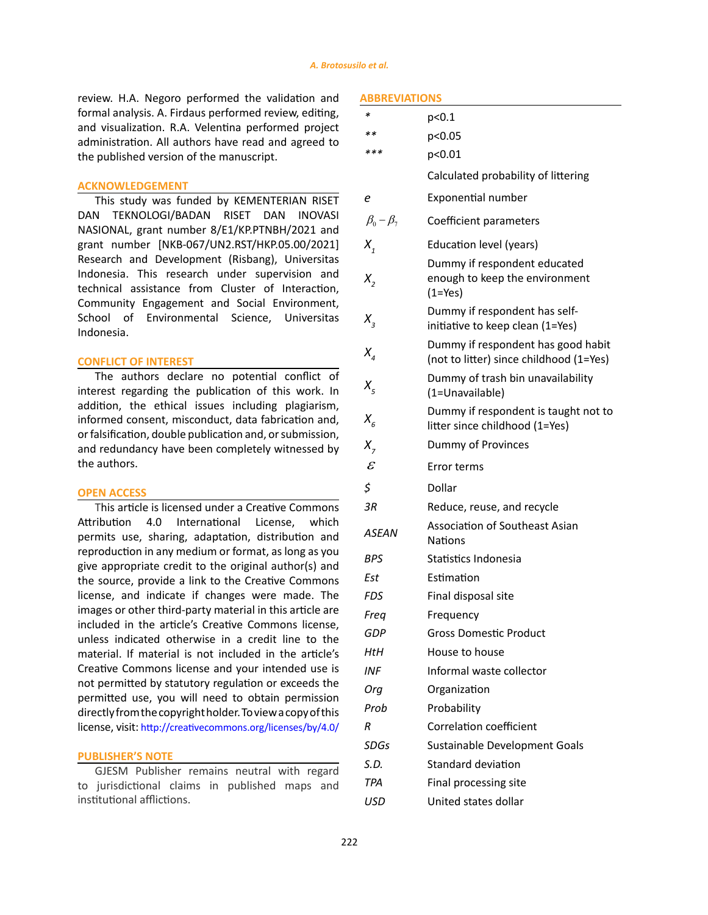review. H.A. Negoro performed the validation and formal analysis. A. Firdaus performed review, editing, and visualization. R.A. Velentina performed project administration. All authors have read and agreed to the published version of the manuscript.

## ACKNOWLEDGEMENT

This study was funded by KEMENTERIAN RISET DAN TEKNOLOGI/BADAN RISET DAN INOVASI NASIONAL, grant number 8/E1/KP.PTNBH/2021 and grant number [NKB-067/UN2.RST/HKP.05.00/2021] Research and Development (Risbang), Universitas Indonesia. This research under supervision and technical assistance from Cluster of Interaction, Community Engagement and Social Environment, School of Environmental Science, Universitas Indonesia.

## CONFLICT OF INTEREST

The authors declare no potential conflict of interest regarding the publication of this work. In addition, the ethical issues including plagiarism, informed consent, misconduct, data fabrication and, or falsification, double publication and, or submission, and redundancy have been completely witnessed by the authors.

## OPEN ACCESS

This article is licensed under a Creative Commons Attribution 4.0 International License, which permits use, sharing, adaptation, distribution and reproduction in any medium or format, as long as you give appropriate credit to the original author(s) and the source, provide a link to the Creative Commons license, and indicate if changes were made. The images or other third-party material in this article are included in the article's Creative Commons license, unless indicated otherwise in a credit line to the material. If material is not included in the article's Creative Commons license and your intended use is not permitted by statutory regulation or exceeds the permitted use, you will need to obtain permission directly from the copyright holder. To view a copy of this license, visit: http://creativecommons.org/licenses/by/4.0/

## PUBLISHER'S NOTE

GJESM Publisher remains neutral with regard to jurisdictional claims in published maps and institutional afflictions.

## ABBREVIATIONS

| | |
|---|---|
| * | p<0.1 |
| ** | p<0.05 |
| *** | p<0.01 |
| | Calculated probability of littering |
| *e* | Exponential number |
| $\beta_0 - \beta_7$ | Coefficient parameters |
| $X_1$ | Education level (years) |
| $X_2$ | Dummy if respondent educated enough to keep the environment (1=Yes) |
| $X_3$ | Dummy if respondent has self-initiative to keep clean (1=Yes) |
| $X_4$ | Dummy if respondent has good habit (not to litter) since childhood (1=Yes) |
| $X_5$ | Dummy of trash bin unavailability (1=Unavailable) |
| $X_6$ | Dummy if respondent is taught not to litter since childhood (1=Yes) |
| $X_7$ | Dummy of Provinces |
| $\varepsilon$ | Error terms |
| *$* | Dollar |
| *3R* | Reduce, reuse, and recycle |
| *ASEAN* | Association of Southeast Asian Nations |
| *BPS* | Statistics Indonesia |
| *Est* | Estimation |
| *FDS* | Final disposal site |
| *Freq* | Frequency |
| *GDP* | Gross Domestic Product |
| *HtH* | House to house |
| *INF* | Informal waste collector |
| *Org* | Organization |
| *Prob* | Probability |
| *R* | Correlation coefficient |
| *SDGs* | Sustainable Development Goals |
| *S.D.* | Standard deviation |
| *TPA* | Final processing site |
| *USD* | United states dollar |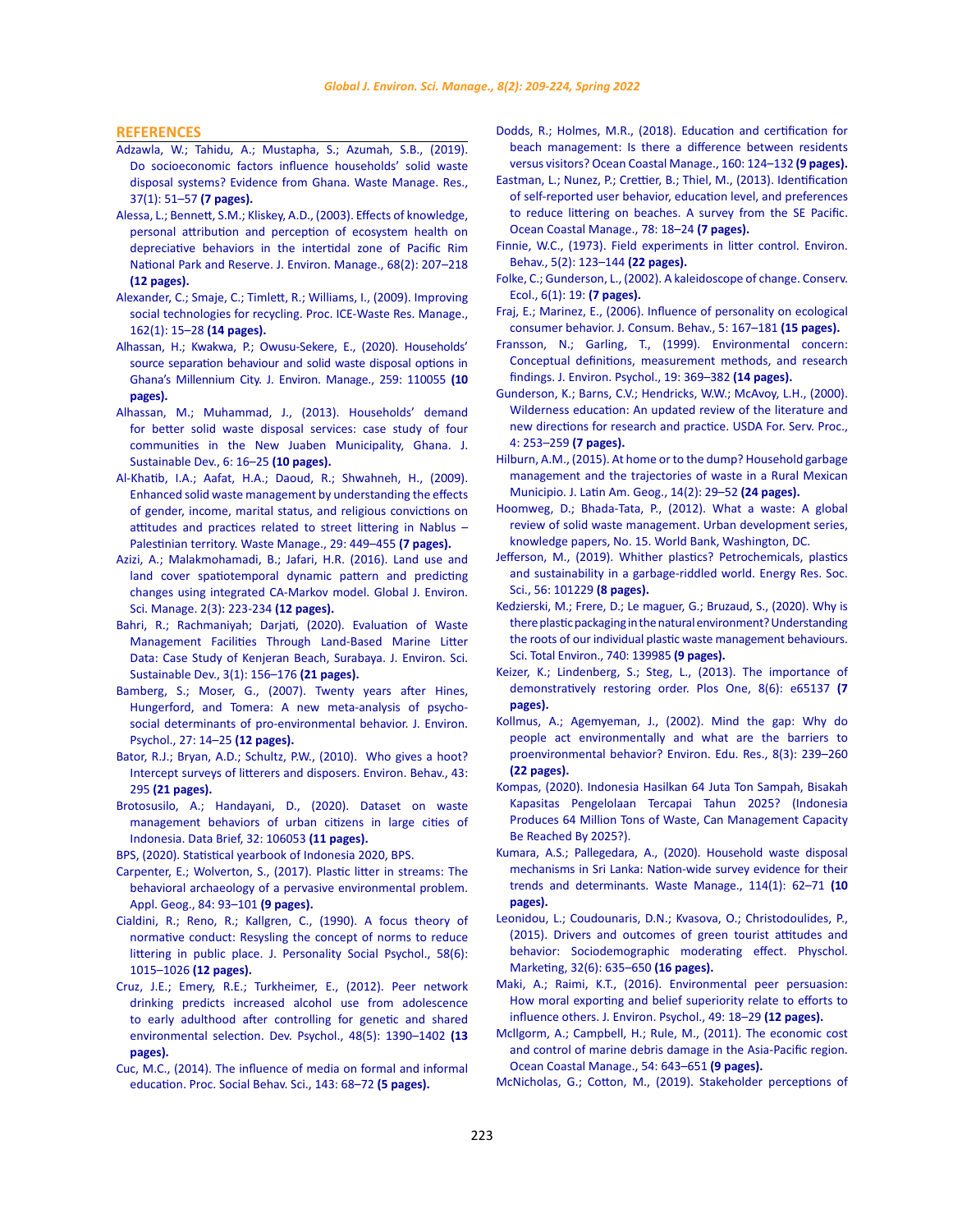## REFERENCES

Adzawla, W.; Tahidu, A.; Mustapha, S.; Azumah, S.B., (2019). Do socioeconomic factors influence households' solid waste disposal systems? Evidence from Ghana. Waste Manage. Res., 37(1): 51–57 **(7 pages).**

Alessa, L.; Bennett, S.M.; Kliskey, A.D., (2003). Effects of knowledge, personal attribution and perception of ecosystem health on depreciative behaviors in the intertidal zone of Pacific Rim National Park and Reserve. J. Environ. Manage., 68(2): 207–218 **(12 pages).**

Alexander, C.; Smaje, C.; Timlett, R.; Williams, I., (2009). Improving social technologies for recycling. Proc. ICE-Waste Res. Manage., 162(1): 15–28 **(14 pages).**

Alhassan, H.; Kwakwa, P.; Owusu-Sekere, E., (2020). Households' source separation behaviour and solid waste disposal options in Ghana's Millennium City. J. Environ. Manage., 259: 110055 **(10 pages).**

Alhassan, M.; Muhammad, J., (2013). Households' demand for better solid waste disposal services: case study of four communities in the New Juaben Municipality, Ghana. J. Sustainable Dev., 6: 16–25 **(10 pages).**

Al-Khatib, I.A.; Aafat, H.A.; Daoud, R.; Shwahneh, H., (2009). Enhanced solid waste management by understanding the effects of gender, income, marital status, and religious convictions on attitudes and practices related to street littering in Nablus – Palestinian territory. Waste Manage., 29: 449–455 **(7 pages).**

Azizi, A.; Malakmohamadi, B.; Jafari, H.R. (2016). Land use and land cover spatiotemporal dynamic pattern and predicting changes using integrated CA-Markov model. Global J. Environ. Sci. Manage. 2(3): 223-234 **(12 pages).**

Bahri, R.; Rachmaniyah; Darjati, (2020). Evaluation of Waste Management Facilities Through Land-Based Marine Litter Data: Case Study of Kenjeran Beach, Surabaya. J. Environ. Sci. Sustainable Dev., 3(1): 156–176 **(21 pages).**

Bamberg, S.; Moser, G., (2007). Twenty years after Hines, Hungerford, and Tomera: A new meta-analysis of psycho-social determinants of pro-environmental behavior. J. Environ. Psychol., 27: 14–25 **(12 pages).**

Bator, R.J.; Bryan, A.D.; Schultz, P.W., (2010). Who gives a hoot? Intercept surveys of litterers and disposers. Environ. Behav., 43: 295 **(21 pages).**

Brotosusilo, A.; Handayani, D., (2020). Dataset on waste management behaviors of urban citizens in large cities of Indonesia. Data Brief, 32: 106053 **(11 pages).**

BPS, (2020). Statistical yearbook of Indonesia 2020, BPS.

Carpenter, E.; Wolverton, S., (2017). Plastic litter in streams: The behavioral archaeology of a pervasive environmental problem. Appl. Geog., 84: 93–101 **(9 pages).**

Cialdini, R.; Reno, R.; Kallgren, C., (1990). A focus theory of normative conduct: Resysling the concept of norms to reduce littering in public place. J. Personality Social Psychol., 58(6): 1015–1026 **(12 pages).**

Cruz, J.E.; Emery, R.E.; Turkheimer, E., (2012). Peer network drinking predicts increased alcohol use from adolescence to early adulthood after controlling for genetic and shared environmental selection. Dev. Psychol., 48(5): 1390–1402 **(13 pages).**

Cuc, M.C., (2014). The influence of media on formal and informal education. Proc. Social Behav. Sci., 143: 68–72 **(5 pages).**

Dodds, R.; Holmes, M.R., (2018). Education and certification for beach management: Is there a difference between residents versus visitors? Ocean Coastal Manage., 160: 124–132 **(9 pages).**

Eastman, L.; Nunez, P.; Crettier, B.; Thiel, M., (2013). Identification of self-reported user behavior, education level, and preferences to reduce littering on beaches. A survey from the SE Pacific. Ocean Coastal Manage., 78: 18–24 **(7 pages).**

Finnie, W.C., (1973). Field experiments in litter control. Environ. Behav., 5(2): 123–144 **(22 pages).**

Folke, C.; Gunderson, L., (2002). A kaleidoscope of change. Conserv. Ecol., 6(1): 19: **(7 pages).**

Fraj, E.; Marinez, E., (2006). Influence of personality on ecological consumer behavior. J. Consum. Behav., 5: 167–181 **(15 pages).**

Fransson, N.; Garling, T., (1999). Environmental concern: Conceptual definitions, measurement methods, and research findings. J. Environ. Psychol., 19: 369–382 **(14 pages).**

Gunderson, K.; Barns, C.V.; Hendricks, W.W.; McAvoy, L.H., (2000). Wilderness education: An updated review of the literature and new directions for research and practice. USDA For. Serv. Proc., 4: 253–259 **(7 pages).**

Hilburn, A.M., (2015). At home or to the dump? Household garbage management and the trajectories of waste in a Rural Mexican Municipio. J. Latin Am. Geog., 14(2): 29–52 **(24 pages).**

Hoomweg, D.; Bhada-Tata, P., (2012). What a waste: A global review of solid waste management. Urban development series, knowledge papers, No. 15. World Bank, Washington, DC.

Jefferson, M., (2019). Whither plastics? Petrochemicals, plastics and sustainability in a garbage-riddled world. Energy Res. Soc. Sci., 56: 101229 **(8 pages).**

Kedzierski, M.; Frere, D.; Le maguer, G.; Bruzaud, S., (2020). Why is there plastic packaging in the natural environment? Understanding the roots of our individual plastic waste management behaviours. Sci. Total Environ., 740: 139985 **(9 pages).**

Keizer, K.; Lindenberg, S.; Steg, L., (2013). The importance of demonstratively restoring order. Plos One, 8(6): e65137 **(7 pages).**

Kollmus, A.; Agemyeman, J., (2002). Mind the gap: Why do people act environmentally and what are the barriers to proenvironmental behavior? Environ. Edu. Res., 8(3): 239–260 **(22 pages).**

Kompas, (2020). Indonesia Hasilkan 64 Juta Ton Sampah, Bisakah Kapasitas Pengelolaan Tercapai Tahun 2025? (Indonesia Produces 64 Million Tons of Waste, Can Management Capacity Be Reached By 2025?).

Kumara, A.S.; Pallegedara, A., (2020). Household waste disposal mechanisms in Sri Lanka: Nation-wide survey evidence for their trends and determinants. Waste Manage., 114(1): 62–71 **(10 pages).**

Leonidou, L.; Coudounaris, D.N.; Kvasova, O.; Christodoulides, P., (2015). Drivers and outcomes of green tourist attitudes and behavior: Sociodemographic moderating effect. Physchol. Marketing, 32(6): 635–650 **(16 pages).**

Maki, A.; Raimi, K.T., (2016). Environmental peer persuasion: How moral exporting and belief superiority relate to efforts to influence others. J. Environ. Psychol., 49: 18–29 **(12 pages).**

Mcllgorm, A.; Campbell, H.; Rule, M., (2011). The economic cost and control of marine debris damage in the Asia-Pacific region. Ocean Coastal Manage., 54: 643–651 **(9 pages).**

McNicholas, G.; Cotton, M., (2019). Stakeholder perceptions of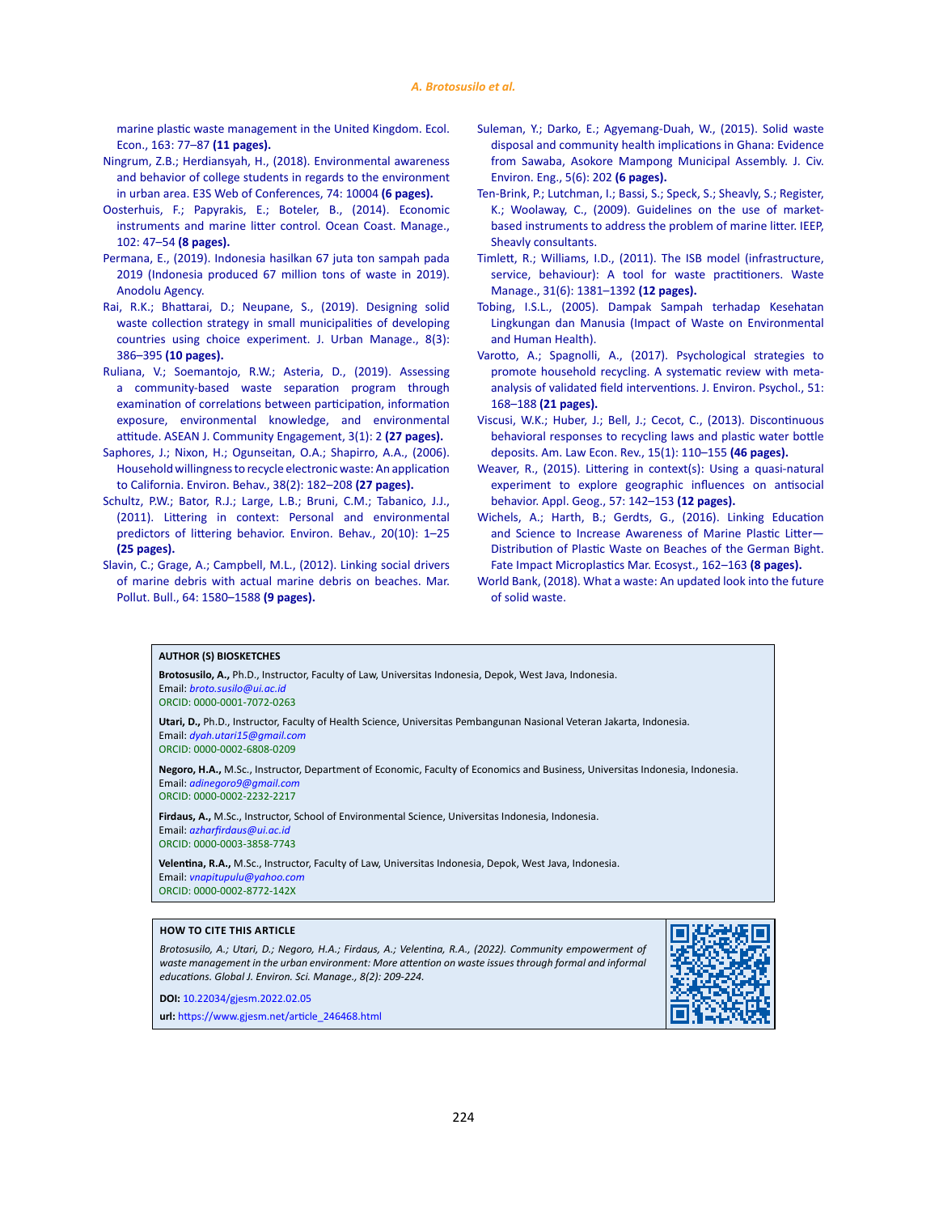marine plastic waste management in the United Kingdom. Ecol. Econ., 163: 77–87 **(11 pages).**

Ningrum, Z.B.; Herdiansyah, H., (2018). Environmental awareness and behavior of college students in regards to the environment in urban area. E3S Web of Conferences, 74: 10004 **(6 pages).**

Oosterhuis, F.; Papyrakis, E.; Boteler, B., (2014). Economic instruments and marine litter control. Ocean Coast. Manage., 102: 47–54 **(8 pages).**

Permana, E., (2019). Indonesia hasilkan 67 juta ton sampah pada 2019 (Indonesia produced 67 million tons of waste in 2019). Anodolu Agency.

Rai, R.K.; Bhattarai, D.; Neupane, S., (2019). Designing solid waste collection strategy in small municipalities of developing countries using choice experiment. J. Urban Manage., 8(3): 386–395 **(10 pages).**

Ruliana, V.; Soemantojo, R.W.; Asteria, D., (2019). Assessing a community-based waste separation program through examination of correlations between participation, information exposure, environmental knowledge, and environmental attitude. ASEAN J. Community Engagement, 3(1): 2 **(27 pages).**

Saphores, J.; Nixon, H.; Ogunseitan, O.A.; Shapirro, A.A., (2006). Household willingness to recycle electronic waste: An application to California. Environ. Behav., 38(2): 182–208 **(27 pages).**

Schultz, P.W.; Bator, R.J.; Large, L.B.; Bruni, C.M.; Tabanico, J.J., (2011). Littering in context: Personal and environmental predictors of littering behavior. Environ. Behav., 20(10): 1–25 **(25 pages).**

Slavin, C.; Grage, A.; Campbell, M.L., (2012). Linking social drivers of marine debris with actual marine debris on beaches. Mar. Pollut. Bull., 64: 1580–1588 **(9 pages).**

Suleman, Y.; Darko, E.; Agyemang-Duah, W., (2015). Solid waste disposal and community health implications in Ghana: Evidence from Sawaba, Asokore Mampong Municipal Assembly. J. Civ. Environ. Eng., 5(6): 202 **(6 pages).**

Ten-Brink, P.; Lutchman, I.; Bassi, S.; Speck, S.; Sheavly, S.; Register, K.; Woolaway, C., (2009). Guidelines on the use of market-based instruments to address the problem of marine litter. IEEP, Sheavly consultants.

Timlett, R.; Williams, I.D., (2011). The ISB model (infrastructure, service, behaviour): A tool for waste practitioners. Waste Manage., 31(6): 1381–1392 **(12 pages).**

Tobing, I.S.L., (2005). Dampak Sampah terhadap Kesehatan Lingkungan dan Manusia (Impact of Waste on Environmental and Human Health).

Varotto, A.; Spagnolli, A., (2017). Psychological strategies to promote household recycling. A systematic review with meta-analysis of validated field interventions. J. Environ. Psychol., 51: 168–188 **(21 pages).**

Viscusi, W.K.; Huber, J.; Bell, J.; Cecot, C., (2013). Discontinuous behavioral responses to recycling laws and plastic water bottle deposits. Am. Law Econ. Rev., 15(1): 110–155 **(46 pages).**

Weaver, R., (2015). Littering in context(s): Using a quasi-natural experiment to explore geographic influences on antisocial behavior. Appl. Geog., 57: 142–153 **(12 pages).**

Wichels, A.; Harth, B.; Gerdts, G., (2016). Linking Education and Science to Increase Awareness of Marine Plastic Litter—Distribution of Plastic Waste on Beaches of the German Bight. Fate Impact Microplastics Mar. Ecosyst., 162–163 **(8 pages).**

World Bank, (2018). What a waste: An updated look into the future of solid waste.

**AUTHOR (S) BIOSKETCHES**

**Brotosusilo, A.,** Ph.D., Instructor, Faculty of Law, Universitas Indonesia, Depok, West Java, Indonesia.
Email: *broto.susilo@ui.ac.id*
ORCID: 0000-0001-7072-0263

**Utari, D.,** Ph.D., Instructor, Faculty of Health Science, Universitas Pembangunan Nasional Veteran Jakarta, Indonesia.
Email: *dyah.utari15@gmail.com*
ORCID: 0000-0002-6808-0209

**Negoro, H.A.,** M.Sc., Instructor, Department of Economic, Faculty of Economics and Business, Universitas Indonesia, Indonesia.
Email: *adinegoro9@gmail.com*
ORCID: 0000-0002-2232-2217

**Firdaus, A.,** M.Sc., Instructor, School of Environmental Science, Universitas Indonesia, Indonesia.
Email: *azharfirdaus@ui.ac.id*
ORCID: 0000-0003-3858-7743

**Velentina, R.A.,** M.Sc., Instructor, Faculty of Law, Universitas Indonesia, Depok, West Java, Indonesia.
Email: *vnapitupulu@yahoo.com*
ORCID: 0000-0002-8772-142X

**HOW TO CITE THIS ARTICLE**

*Brotosusilo, A.; Utari, D.; Negoro, H.A.; Firdaus, A.; Velentina, R.A., (2022). Community empowerment of waste management in the urban environment: More attention on waste issues through formal and informal educations. Global J. Environ. Sci. Manage., 8(2): 209-224.*

**DOI:** 10.22034/gjesm.2022.02.05

**url:** https://www.gjesm.net/article_246468.html